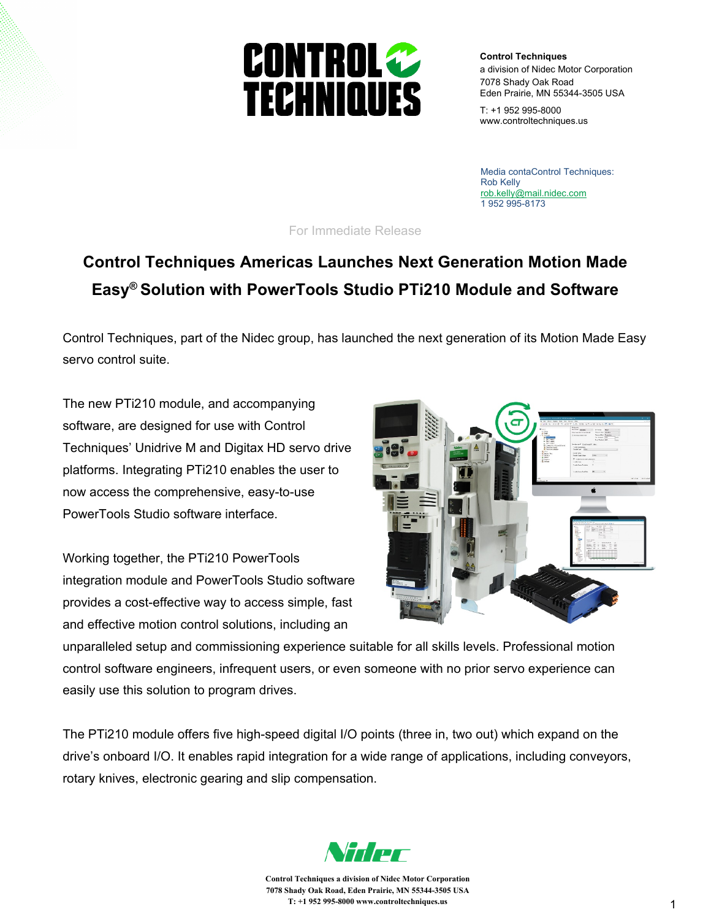**Control Techniques**
a division of Nidec Motor Corporation
7078 Shady Oak Road
Eden Prairie, MN 55344-3505 USA

T: +1 952 995-8000
www.controltechniques.us

Media contaControl Techniques:
Rob Kelly
rob.kelly@mail.nidec.com
1 952 995-8173

For Immediate Release

# Control Techniques Americas Launches Next Generation Motion Made Easy® Solution with PowerTools Studio PTi210 Module and Software

Control Techniques, part of the Nidec group, has launched the next generation of its Motion Made Easy servo control suite.

The new PTi210 module, and accompanying software, are designed for use with Control Techniques' Unidrive M and Digitax HD servo drive platforms. Integrating PTi210 enables the user to now access the comprehensive, easy-to-use PowerTools Studio software interface.

Working together, the PTi210 PowerTools integration module and PowerTools Studio software provides a cost-effective way to access simple, fast and effective motion control solutions, including an unparalleled setup and commissioning experience suitable for all skills levels. Professional motion control software engineers, infrequent users, or even someone with no prior servo experience can easily use this solution to program drives.

The PTi210 module offers five high-speed digital I/O points (three in, two out) which expand on the drive's onboard I/O. It enables rapid integration for a wide range of applications, including conveyors, rotary knives, electronic gearing and slip compensation.

Control Techniques a division of Nidec Motor Corporation
7078 Shady Oak Road, Eden Prairie, MN 55344-3505 USA
T: +1 952 995-8000 www.controltechniques.us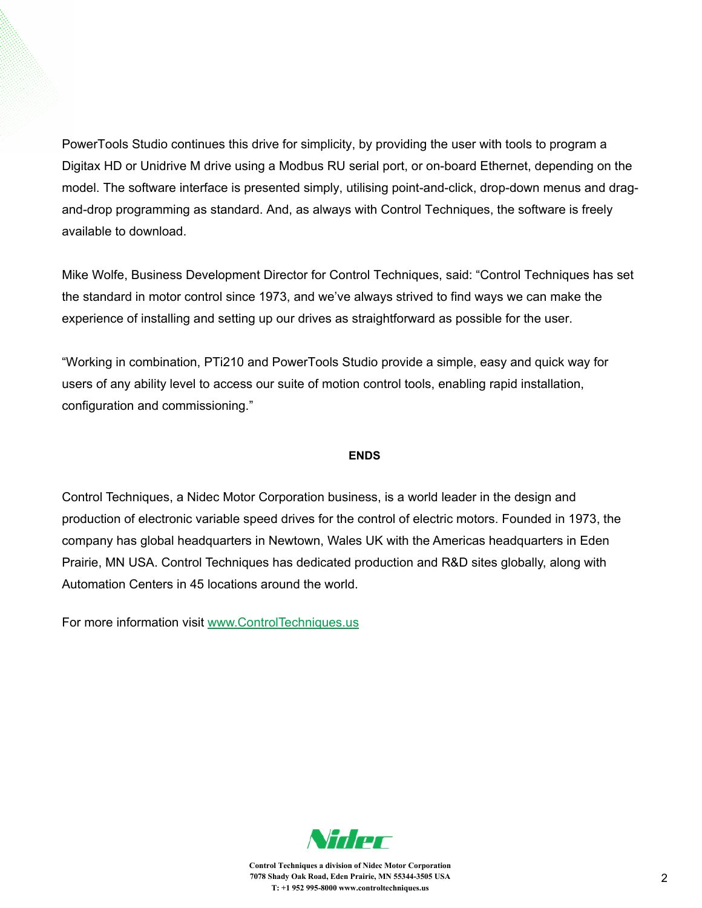PowerTools Studio continues this drive for simplicity, by providing the user with tools to program a Digitax HD or Unidrive M drive using a Modbus RU serial port, or on-board Ethernet, depending on the model. The software interface is presented simply, utilising point-and-click, drop-down menus and drag-and-drop programming as standard. And, as always with Control Techniques, the software is freely available to download.

Mike Wolfe, Business Development Director for Control Techniques, said: “Control Techniques has set the standard in motor control since 1973, and we’ve always strived to find ways we can make the experience of installing and setting up our drives as straightforward as possible for the user.

“Working in combination, PTi210 and PowerTools Studio provide a simple, easy and quick way for users of any ability level to access our suite of motion control tools, enabling rapid installation, configuration and commissioning.”

**ENDS**

Control Techniques, a Nidec Motor Corporation business, is a world leader in the design and production of electronic variable speed drives for the control of electric motors. Founded in 1973, the company has global headquarters in Newtown, Wales UK with the Americas headquarters in Eden Prairie, MN USA. Control Techniques has dedicated production and R&D sites globally, along with Automation Centers in 45 locations around the world.

For more information visit [www.ControlTechniques.us](www.ControlTechniques.us)

Nidec

**Control Techniques a division of Nidec Motor Corporation**
**7078 Shady Oak Road, Eden Prairie, MN 55344-3505 USA**
**T: +1 952 995-8000 www.controltechniques.us**